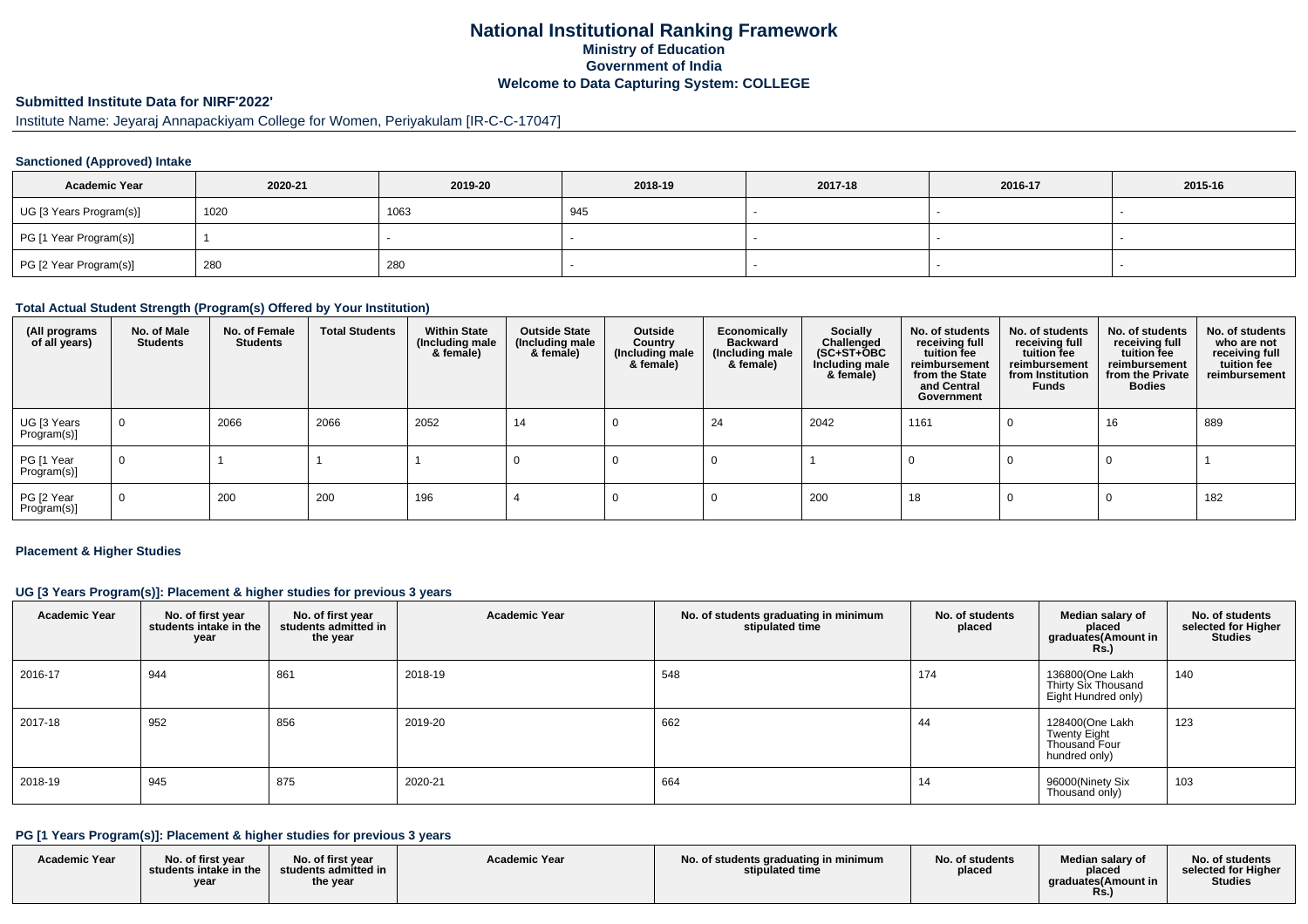# National Institutional Ranking Framework
## Ministry of Education
## Government of India
## Welcome to Data Capturing System: COLLEGE

### Submitted Institute Data for NIRF'2022'

Institute Name: Jeyaraj Annapackiyam College for Women, Periyakulam [IR-C-C-17047]

#### Sanctioned (Approved) Intake

| Academic Year | 2020-21 | 2019-20 | 2018-19 | 2017-18 | 2016-17 | 2015-16 |
|---|---|---|---|---|---|---|
| UG [3 Years Program(s)] | 1020 | 1063 | 945 | - | - | - |
| PG [1 Year Program(s)] | 1 | - | - | - | - | - |
| PG [2 Year Program(s)] | 280 | 280 | - | - | - | - |

#### Total Actual Student Strength (Program(s) Offered by Your Institution)

| (All programs of all years) | No. of Male Students | No. of Female Students | Total Students | Within State (Including male & female) | Outside State (Including male & female) | Outside Country (Including male & female) | Economically Backward (Including male & female) | Socially Challenged (SC+ST+OBC Including male & female) | No. of students receiving full tuition fee reimbursement from the State and Central Government | No. of students receiving full tuition fee reimbursement from Institution Funds | No. of students receiving full tuition fee reimbursement from the Private Bodies | No. of students who are not receiving full tuition fee reimbursement |
|---|---|---|---|---|---|---|---|---|---|---|---|---|
| UG [3 Years Program(s)] | 0 | 2066 | 2066 | 2052 | 14 | 0 | 24 | 2042 | 1161 | 0 | 16 | 889 |
| PG [1 Year Program(s)] | 0 | 1 | 1 | 1 | 0 | 0 | 0 | 1 | 0 | 0 | 0 | 1 |
| PG [2 Year Program(s)] | 0 | 200 | 200 | 196 | 4 | 0 | 0 | 200 | 18 | 0 | 0 | 182 |

#### Placement & Higher Studies

#### UG [3 Years Program(s)]: Placement & higher studies for previous 3 years

| Academic Year | No. of first year students intake in the year | No. of first year students admitted in the year | Academic Year | No. of students graduating in minimum stipulated time | No. of students placed | Median salary of placed graduates(Amount in Rs.) | No. of students selected for Higher Studies |
|---|---|---|---|---|---|---|---|
| 2016-17 | 944 | 861 | 2018-19 | 548 | 174 | 136800(One Lakh Thirty Six Thousand Eight Hundred only) | 140 |
| 2017-18 | 952 | 856 | 2019-20 | 662 | 44 | 128400(One Lakh Twenty Eight Thousand Four hundred only) | 123 |
| 2018-19 | 945 | 875 | 2020-21 | 664 | 14 | 96000(Ninety Six Thousand only) | 103 |

#### PG [1 Years Program(s)]: Placement & higher studies for previous 3 years

| Academic Year | No. of first year students intake in the year | No. of first year students admitted in the year | Academic Year | No. of students graduating in minimum stipulated time | No. of students placed | Median salary of placed graduates(Amount in Rs.) | No. of students selected for Higher Studies |
|---|---|---|---|---|---|---|---|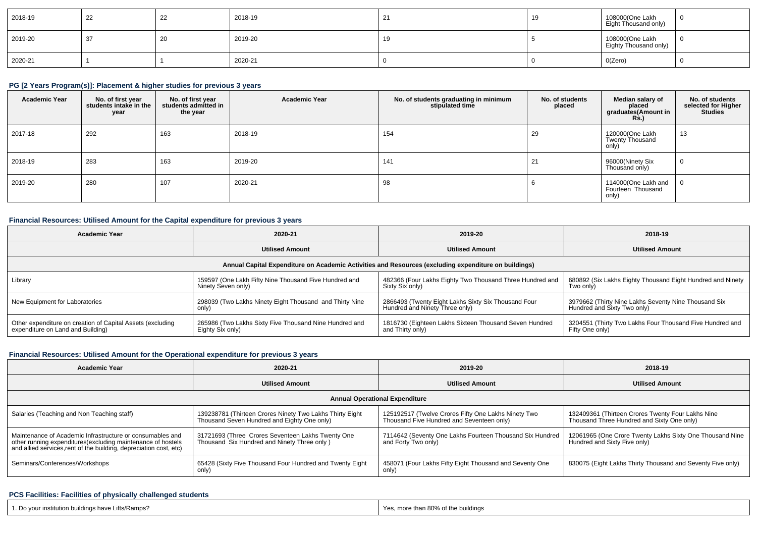| 2018-19 | 22 | 22 | 2018-19 | 21 | 19 | 108000(One Lakh Eight Thousand only) | 0 |
|---|---|---|---|---|---|---|---|
| 2019-20 | 37 | 20 | 2019-20 | 19 | 5 | 108000(One Lakh Eighty Thousand only) | 0 |
| 2020-21 | 1 | 1 | 2020-21 | 0 | 0 | 0(Zero) | 0 |

### PG [2 Years Program(s)]: Placement & higher studies for previous 3 years

| Academic Year | No. of first year students intake in the year | No. of first year students admitted in the year | Academic Year | No. of students graduating in minimum stipulated time | No. of students placed | Median salary of placed graduates(Amount in Rs.) | No. of students selected for Higher Studies |
|---|---|---|---|---|---|---|---|
| 2017-18 | 292 | 163 | 2018-19 | 154 | 29 | 120000(One Lakh Twenty Thousand only) | 13 |
| 2018-19 | 283 | 163 | 2019-20 | 141 | 21 | 96000(Ninety Six Thousand only) | 0 |
| 2019-20 | 280 | 107 | 2020-21 | 98 | 6 | 114000(One Lakh and Fourteen Thousand only) | 0 |

### Financial Resources: Utilised Amount for the Capital expenditure for previous 3 years

| Academic Year | 2020-21 | 2019-20 | 2018-19 |
|---|---|---|---|
| | Utilised Amount | Utilised Amount | Utilised Amount |
| Annual Capital Expenditure on Academic Activities and Resources (excluding expenditure on buildings) | | | |
| Library | 159597 (One Lakh Fifty Nine Thousand Five Hundred and Ninety Seven only) | 482366 (Four Lakhs Eighty Two Thousand Three Hundred and Sixty Six only) | 680892 (Six Lakhs Eighty Thousand Eight Hundred and Ninety Two only) |
| New Equipment for Laboratories | 298039 (Two Lakhs Ninety Eight Thousand and Thirty Nine only) | 2866493 (Twenty Eight Lakhs Sixty Six Thousand Four Hundred and Ninety Three only) | 3979662 (Thirty Nine Lakhs Seventy Nine Thousand Six Hundred and Sixty Two only) |
| Other expenditure on creation of Capital Assets (excluding expenditure on Land and Building) | 265986 (Two Lakhs Sixty Five Thousand Nine Hundred and Eighty Six only) | 1816730 (Eighteen Lakhs Sixteen Thousand Seven Hundred and Thirty only) | 3204551 (Thirty Two Lakhs Four Thousand Five Hundred and Fifty One only) |

### Financial Resources: Utilised Amount for the Operational expenditure for previous 3 years

| Academic Year | 2020-21 | 2019-20 | 2018-19 |
|---|---|---|---|
| | Utilised Amount | Utilised Amount | Utilised Amount |
| Annual Operational Expenditure | | | |
| Salaries (Teaching and Non Teaching staff) | 139238781 (Thirteen Crores Ninety Two Lakhs Thirty Eight Thousand Seven Hundred and Eighty One only) | 125192517 (Twelve Crores Fifty One Lakhs Ninety Two Thousand Five Hundred and Seventeen only) | 132409361 (Thirteen Crores Twenty Four Lakhs Nine Thousand Three Hundred and Sixty One only) |
| Maintenance of Academic Infrastructure or consumables and other running expenditures(excluding maintenance of hostels and allied services,rent of the building, depreciation cost, etc) | 31721693 (Three Crores Seventeen Lakhs Twenty One Thousand Six Hundred and Ninety Three only ) | 7114642 (Seventy One Lakhs Fourteen Thousand Six Hundred and Forty Two only) | 12061965 (One Crore Twenty Lakhs Sixty One Thousand Nine Hundred and Sixty Five only) |
| Seminars/Conferences/Workshops | 65428 (Sixty Five Thousand Four Hundred and Twenty Eight only) | 458071 (Four Lakhs Fifty Eight Thousand and Seventy One only) | 830075 (Eight Lakhs Thirty Thousand and Seventy Five only) |

### PCS Facilities: Facilities of physically challenged students

| 1. Do your institution buildings have Lifts/Ramps? | Yes, more than 80% of the buildings |
|---|---|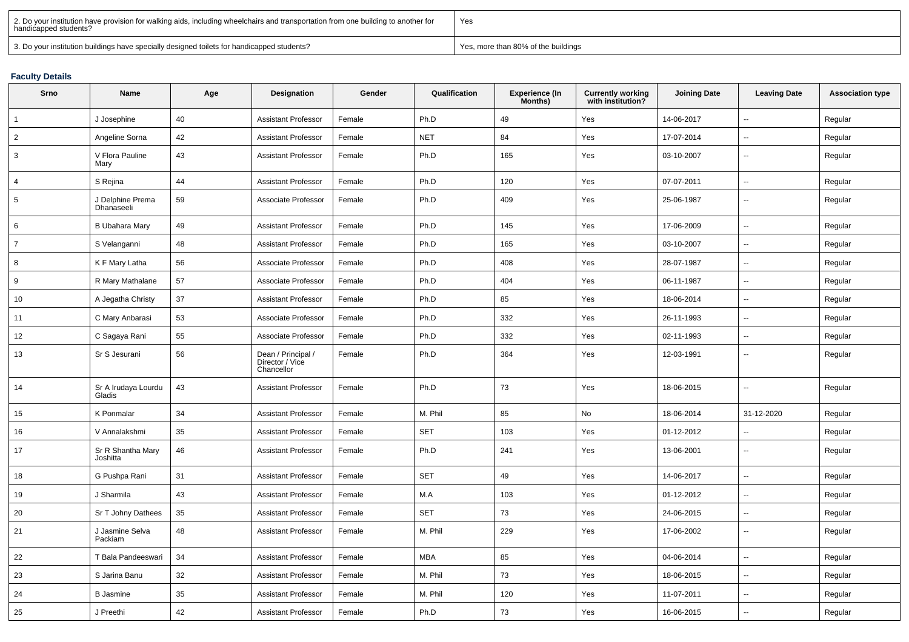| 2. Do your institution have provision for walking aids, including wheelchairs and transportation from one building to another for handicapped students? | Yes |
|---|---|
| 3. Do your institution buildings have specially designed toilets for handicapped students? | Yes, more than 80% of the buildings |

### Faculty Details

| Srno | Name | Age | Designation | Gender | Qualification | Experience (In Months) | Currently working with institution? | Joining Date | Leaving Date | Association type |
|---|---|---|---|---|---|---|---|---|---|---|
| 1 | J Josephine | 40 | Assistant Professor | Female | Ph.D | 49 | Yes | 14-06-2017 | -- | Regular |
| 2 | Angeline Sorna | 42 | Assistant Professor | Female | NET | 84 | Yes | 17-07-2014 | -- | Regular |
| 3 | V Flora Pauline Mary | 43 | Assistant Professor | Female | Ph.D | 165 | Yes | 03-10-2007 | -- | Regular |
| 4 | S Rejina | 44 | Assistant Professor | Female | Ph.D | 120 | Yes | 07-07-2011 | -- | Regular |
| 5 | J Delphine Prema Dhanaseeli | 59 | Associate Professor | Female | Ph.D | 409 | Yes | 25-06-1987 | -- | Regular |
| 6 | B Ubahara Mary | 49 | Assistant Professor | Female | Ph.D | 145 | Yes | 17-06-2009 | -- | Regular |
| 7 | S Velanganni | 48 | Assistant Professor | Female | Ph.D | 165 | Yes | 03-10-2007 | -- | Regular |
| 8 | K F Mary Latha | 56 | Associate Professor | Female | Ph.D | 408 | Yes | 28-07-1987 | -- | Regular |
| 9 | R Mary Mathalane | 57 | Associate Professor | Female | Ph.D | 404 | Yes | 06-11-1987 | -- | Regular |
| 10 | A Jegatha Christy | 37 | Assistant Professor | Female | Ph.D | 85 | Yes | 18-06-2014 | -- | Regular |
| 11 | C Mary Anbarasi | 53 | Associate Professor | Female | Ph.D | 332 | Yes | 26-11-1993 | -- | Regular |
| 12 | C Sagaya Rani | 55 | Associate Professor | Female | Ph.D | 332 | Yes | 02-11-1993 | -- | Regular |
| 13 | Sr S Jesurani | 56 | Dean / Principal / Director / Vice Chancellor | Female | Ph.D | 364 | Yes | 12-03-1991 | -- | Regular |
| 14 | Sr A Irudaya Lourdu Gladis | 43 | Assistant Professor | Female | Ph.D | 73 | Yes | 18-06-2015 | -- | Regular |
| 15 | K Ponmalar | 34 | Assistant Professor | Female | M. Phil | 85 | No | 18-06-2014 | 31-12-2020 | Regular |
| 16 | V Annalakshmi | 35 | Assistant Professor | Female | SET | 103 | Yes | 01-12-2012 | -- | Regular |
| 17 | Sr R Shantha Mary Joshitta | 46 | Assistant Professor | Female | Ph.D | 241 | Yes | 13-06-2001 | -- | Regular |
| 18 | G Pushpa Rani | 31 | Assistant Professor | Female | SET | 49 | Yes | 14-06-2017 | -- | Regular |
| 19 | J Sharmila | 43 | Assistant Professor | Female | M.A | 103 | Yes | 01-12-2012 | -- | Regular |
| 20 | Sr T Johny Dathees | 35 | Assistant Professor | Female | SET | 73 | Yes | 24-06-2015 | -- | Regular |
| 21 | J Jasmine Selva Packiam | 48 | Assistant Professor | Female | M. Phil | 229 | Yes | 17-06-2002 | -- | Regular |
| 22 | T Bala Pandeeswari | 34 | Assistant Professor | Female | MBA | 85 | Yes | 04-06-2014 | -- | Regular |
| 23 | S Jarina Banu | 32 | Assistant Professor | Female | M. Phil | 73 | Yes | 18-06-2015 | -- | Regular |
| 24 | B Jasmine | 35 | Assistant Professor | Female | M. Phil | 120 | Yes | 11-07-2011 | -- | Regular |
| 25 | J Preethi | 42 | Assistant Professor | Female | Ph.D | 73 | Yes | 16-06-2015 | -- | Regular |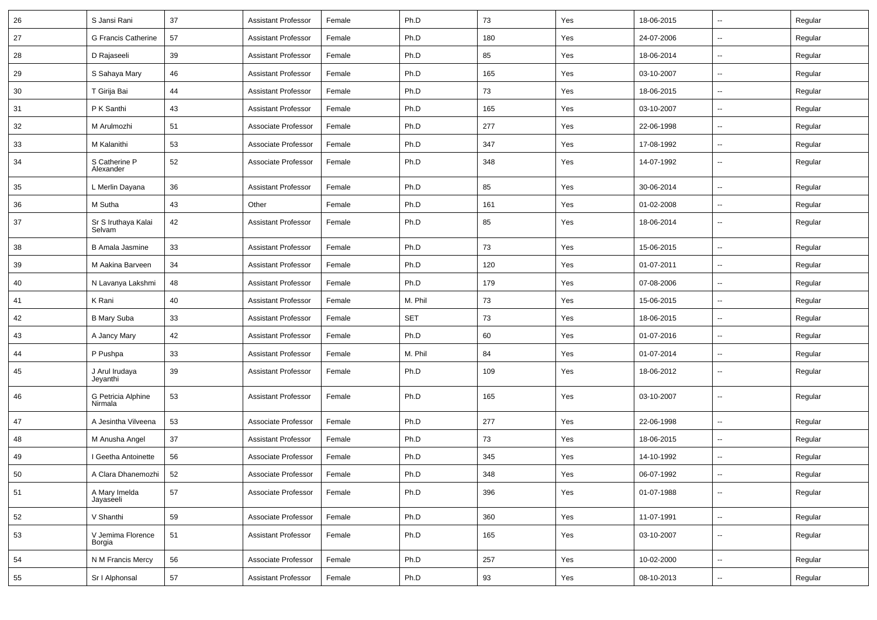| 26 | S Jansi Rani | 37 | Assistant Professor | Female | Ph.D | 73 | Yes | 18-06-2015 | -- | Regular |
|---|---|---|---|---|---|---|---|---|---|---|
| 27 | G Francis Catherine | 57 | Assistant Professor | Female | Ph.D | 180 | Yes | 24-07-2006 | -- | Regular |
| 28 | D Rajaseeli | 39 | Assistant Professor | Female | Ph.D | 85 | Yes | 18-06-2014 | -- | Regular |
| 29 | S Sahaya Mary | 46 | Assistant Professor | Female | Ph.D | 165 | Yes | 03-10-2007 | -- | Regular |
| 30 | T Girija Bai | 44 | Assistant Professor | Female | Ph.D | 73 | Yes | 18-06-2015 | -- | Regular |
| 31 | P K Santhi | 43 | Assistant Professor | Female | Ph.D | 165 | Yes | 03-10-2007 | -- | Regular |
| 32 | M Arulmozhi | 51 | Associate Professor | Female | Ph.D | 277 | Yes | 22-06-1998 | -- | Regular |
| 33 | M Kalanithi | 53 | Associate Professor | Female | Ph.D | 347 | Yes | 17-08-1992 | -- | Regular |
| 34 | S Catherine P Alexander | 52 | Associate Professor | Female | Ph.D | 348 | Yes | 14-07-1992 | -- | Regular |
| 35 | L Merlin Dayana | 36 | Assistant Professor | Female | Ph.D | 85 | Yes | 30-06-2014 | -- | Regular |
| 36 | M Sutha | 43 | Other | Female | Ph.D | 161 | Yes | 01-02-2008 | -- | Regular |
| 37 | Sr S Iruthaya Kalai Selvam | 42 | Assistant Professor | Female | Ph.D | 85 | Yes | 18-06-2014 | -- | Regular |
| 38 | B Amala Jasmine | 33 | Assistant Professor | Female | Ph.D | 73 | Yes | 15-06-2015 | -- | Regular |
| 39 | M Aakina Barveen | 34 | Assistant Professor | Female | Ph.D | 120 | Yes | 01-07-2011 | -- | Regular |
| 40 | N Lavanya Lakshmi | 48 | Assistant Professor | Female | Ph.D | 179 | Yes | 07-08-2006 | -- | Regular |
| 41 | K Rani | 40 | Assistant Professor | Female | M. Phil | 73 | Yes | 15-06-2015 | -- | Regular |
| 42 | B Mary Suba | 33 | Assistant Professor | Female | SET | 73 | Yes | 18-06-2015 | -- | Regular |
| 43 | A Jancy Mary | 42 | Assistant Professor | Female | Ph.D | 60 | Yes | 01-07-2016 | -- | Regular |
| 44 | P Pushpa | 33 | Assistant Professor | Female | M. Phil | 84 | Yes | 01-07-2014 | -- | Regular |
| 45 | J Arul Irudaya Jeyanthi | 39 | Assistant Professor | Female | Ph.D | 109 | Yes | 18-06-2012 | -- | Regular |
| 46 | G Petricia Alphine Nirmala | 53 | Assistant Professor | Female | Ph.D | 165 | Yes | 03-10-2007 | -- | Regular |
| 47 | A Jesintha Vilveena | 53 | Associate Professor | Female | Ph.D | 277 | Yes | 22-06-1998 | -- | Regular |
| 48 | M Anusha Angel | 37 | Assistant Professor | Female | Ph.D | 73 | Yes | 18-06-2015 | -- | Regular |
| 49 | I Geetha Antoinette | 56 | Associate Professor | Female | Ph.D | 345 | Yes | 14-10-1992 | -- | Regular |
| 50 | A Clara Dhanemozhi | 52 | Associate Professor | Female | Ph.D | 348 | Yes | 06-07-1992 | -- | Regular |
| 51 | A Mary Imelda Jayaseeli | 57 | Associate Professor | Female | Ph.D | 396 | Yes | 01-07-1988 | -- | Regular |
| 52 | V Shanthi | 59 | Associate Professor | Female | Ph.D | 360 | Yes | 11-07-1991 | -- | Regular |
| 53 | V Jemima Florence Borgia | 51 | Assistant Professor | Female | Ph.D | 165 | Yes | 03-10-2007 | -- | Regular |
| 54 | N M Francis Mercy | 56 | Associate Professor | Female | Ph.D | 257 | Yes | 10-02-2000 | -- | Regular |
| 55 | Sr I Alphonsal | 57 | Assistant Professor | Female | Ph.D | 93 | Yes | 08-10-2013 | -- | Regular |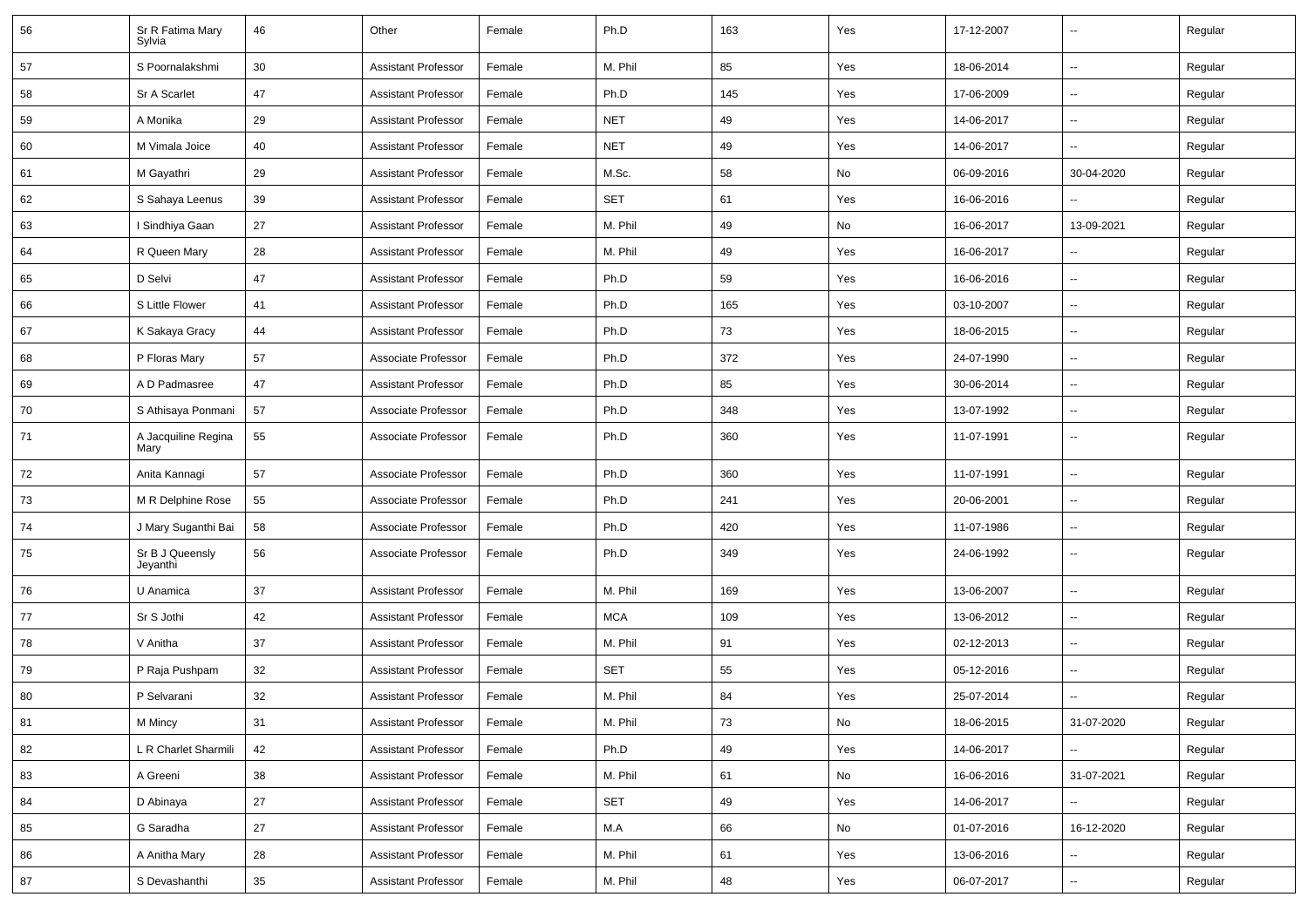| 56 | Sr R Fatima Mary Sylvia | 46 | Other | Female | Ph.D | 163 | Yes | 17-12-2007 | -- | Regular |
|---|---|---|---|---|---|---|---|---|---|---|
| 57 | S Poornalakshmi | 30 | Assistant Professor | Female | M. Phil | 85 | Yes | 18-06-2014 | -- | Regular |
| 58 | Sr A Scarlet | 47 | Assistant Professor | Female | Ph.D | 145 | Yes | 17-06-2009 | -- | Regular |
| 59 | A Monika | 29 | Assistant Professor | Female | NET | 49 | Yes | 14-06-2017 | -- | Regular |
| 60 | M Vimala Joice | 40 | Assistant Professor | Female | NET | 49 | Yes | 14-06-2017 | -- | Regular |
| 61 | M Gayathri | 29 | Assistant Professor | Female | M.Sc. | 58 | No | 06-09-2016 | 30-04-2020 | Regular |
| 62 | S Sahaya Leenus | 39 | Assistant Professor | Female | SET | 61 | Yes | 16-06-2016 | -- | Regular |
| 63 | I Sindhiya Gaan | 27 | Assistant Professor | Female | M. Phil | 49 | No | 16-06-2017 | 13-09-2021 | Regular |
| 64 | R Queen Mary | 28 | Assistant Professor | Female | M. Phil | 49 | Yes | 16-06-2017 | -- | Regular |
| 65 | D Selvi | 47 | Assistant Professor | Female | Ph.D | 59 | Yes | 16-06-2016 | -- | Regular |
| 66 | S Little Flower | 41 | Assistant Professor | Female | Ph.D | 165 | Yes | 03-10-2007 | -- | Regular |
| 67 | K Sakaya Gracy | 44 | Assistant Professor | Female | Ph.D | 73 | Yes | 18-06-2015 | -- | Regular |
| 68 | P Floras Mary | 57 | Associate Professor | Female | Ph.D | 372 | Yes | 24-07-1990 | -- | Regular |
| 69 | A D Padmasree | 47 | Assistant Professor | Female | Ph.D | 85 | Yes | 30-06-2014 | -- | Regular |
| 70 | S Athisaya Ponmani | 57 | Associate Professor | Female | Ph.D | 348 | Yes | 13-07-1992 | -- | Regular |
| 71 | A Jacquiline Regina Mary | 55 | Associate Professor | Female | Ph.D | 360 | Yes | 11-07-1991 | -- | Regular |
| 72 | Anita Kannagi | 57 | Associate Professor | Female | Ph.D | 360 | Yes | 11-07-1991 | -- | Regular |
| 73 | M R Delphine Rose | 55 | Associate Professor | Female | Ph.D | 241 | Yes | 20-06-2001 | -- | Regular |
| 74 | J Mary Suganthi Bai | 58 | Associate Professor | Female | Ph.D | 420 | Yes | 11-07-1986 | -- | Regular |
| 75 | Sr B J Queensly Jeyanthi | 56 | Associate Professor | Female | Ph.D | 349 | Yes | 24-06-1992 | -- | Regular |
| 76 | U Anamica | 37 | Assistant Professor | Female | M. Phil | 169 | Yes | 13-06-2007 | -- | Regular |
| 77 | Sr S Jothi | 42 | Assistant Professor | Female | MCA | 109 | Yes | 13-06-2012 | -- | Regular |
| 78 | V Anitha | 37 | Assistant Professor | Female | M. Phil | 91 | Yes | 02-12-2013 | -- | Regular |
| 79 | P Raja Pushpam | 32 | Assistant Professor | Female | SET | 55 | Yes | 05-12-2016 | -- | Regular |
| 80 | P Selvarani | 32 | Assistant Professor | Female | M. Phil | 84 | Yes | 25-07-2014 | -- | Regular |
| 81 | M Mincy | 31 | Assistant Professor | Female | M. Phil | 73 | No | 18-06-2015 | 31-07-2020 | Regular |
| 82 | L R Charlet Sharmili | 42 | Assistant Professor | Female | Ph.D | 49 | Yes | 14-06-2017 | -- | Regular |
| 83 | A Greeni | 38 | Assistant Professor | Female | M. Phil | 61 | No | 16-06-2016 | 31-07-2021 | Regular |
| 84 | D Abinaya | 27 | Assistant Professor | Female | SET | 49 | Yes | 14-06-2017 | -- | Regular |
| 85 | G Saradha | 27 | Assistant Professor | Female | M.A | 66 | No | 01-07-2016 | 16-12-2020 | Regular |
| 86 | A Anitha Mary | 28 | Assistant Professor | Female | M. Phil | 61 | Yes | 13-06-2016 | -- | Regular |
| 87 | S Devashanthi | 35 | Assistant Professor | Female | M. Phil | 48 | Yes | 06-07-2017 | -- | Regular |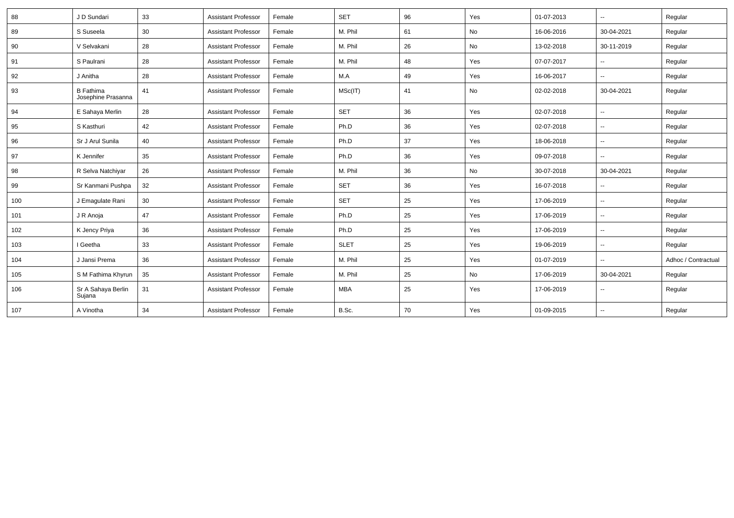| | | | | | | | | | | |
|---|---|---|---|---|---|---|---|---|---|---|
| 88 | J D Sundari | 33 | Assistant Professor | Female | SET | 96 | Yes | 01-07-2013 | -- | Regular |
| 89 | S Suseela | 30 | Assistant Professor | Female | M. Phil | 61 | No | 16-06-2016 | 30-04-2021 | Regular |
| 90 | V Selvakani | 28 | Assistant Professor | Female | M. Phil | 26 | No | 13-02-2018 | 30-11-2019 | Regular |
| 91 | S Paulrani | 28 | Assistant Professor | Female | M. Phil | 48 | Yes | 07-07-2017 | -- | Regular |
| 92 | J Anitha | 28 | Assistant Professor | Female | M.A | 49 | Yes | 16-06-2017 | -- | Regular |
| 93 | B Fathima Josephine Prasanna | 41 | Assistant Professor | Female | MSc(IT) | 41 | No | 02-02-2018 | 30-04-2021 | Regular |
| 94 | E Sahaya Merlin | 28 | Assistant Professor | Female | SET | 36 | Yes | 02-07-2018 | -- | Regular |
| 95 | S Kasthuri | 42 | Assistant Professor | Female | Ph.D | 36 | Yes | 02-07-2018 | -- | Regular |
| 96 | Sr J Arul Sunila | 40 | Assistant Professor | Female | Ph.D | 37 | Yes | 18-06-2018 | -- | Regular |
| 97 | K Jennifer | 35 | Assistant Professor | Female | Ph.D | 36 | Yes | 09-07-2018 | -- | Regular |
| 98 | R Selva Natchiyar | 26 | Assistant Professor | Female | M. Phil | 36 | No | 30-07-2018 | 30-04-2021 | Regular |
| 99 | Sr Kanmani Pushpa | 32 | Assistant Professor | Female | SET | 36 | Yes | 16-07-2018 | -- | Regular |
| 100 | J Emagulate Rani | 30 | Assistant Professor | Female | SET | 25 | Yes | 17-06-2019 | -- | Regular |
| 101 | J R Anoja | 47 | Assistant Professor | Female | Ph.D | 25 | Yes | 17-06-2019 | -- | Regular |
| 102 | K Jency Priya | 36 | Assistant Professor | Female | Ph.D | 25 | Yes | 17-06-2019 | -- | Regular |
| 103 | I Geetha | 33 | Assistant Professor | Female | SLET | 25 | Yes | 19-06-2019 | -- | Regular |
| 104 | J Jansi Prema | 36 | Assistant Professor | Female | M. Phil | 25 | Yes | 01-07-2019 | -- | Adhoc / Contractual |
| 105 | S M Fathima Khyrun | 35 | Assistant Professor | Female | M. Phil | 25 | No | 17-06-2019 | 30-04-2021 | Regular |
| 106 | Sr A Sahaya Berlin Sujana | 31 | Assistant Professor | Female | MBA | 25 | Yes | 17-06-2019 | -- | Regular |
| 107 | A Vinotha | 34 | Assistant Professor | Female | B.Sc. | 70 | Yes | 01-09-2015 | -- | Regular |